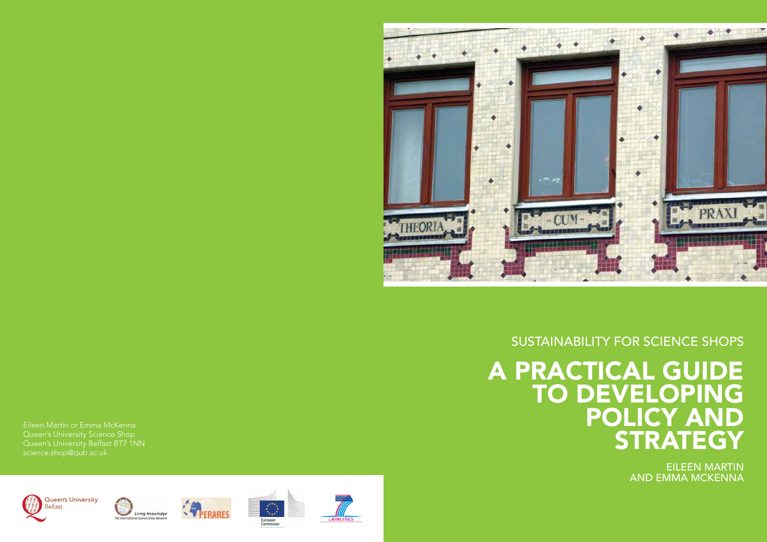SUSTAINABILITY FOR SCIENCE SHOPS

# A PRACTICAL GUIDE TO DEVELOPING POLICY AND STRATEGY

EILEEN MARTIN AND EMMA MCKENNA

Eileen Martin or Emma McKenna
Queen's University Science Shop
Queen's University Belfast BT7 1NN
science.shop@qub.ac.uk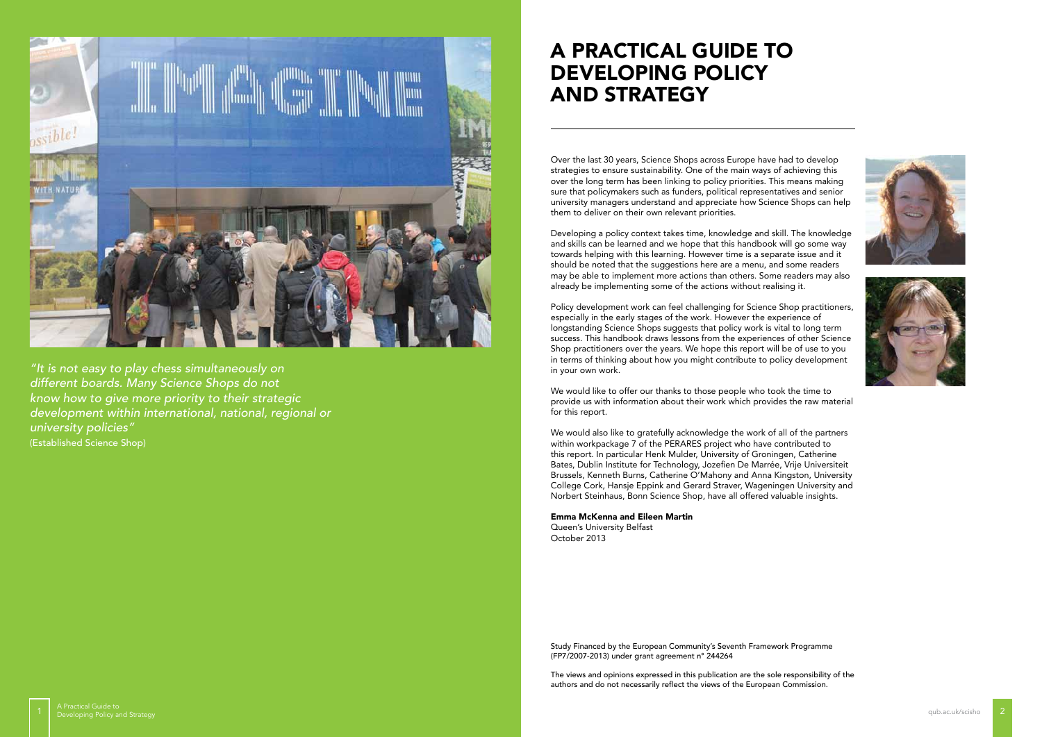"It is not easy to play chess simultaneously on different boards. Many Science Shops do not know how to give more priority to their strategic development within international, national, regional or university policies"
(Established Science Shop)

# A PRACTICAL GUIDE TO DEVELOPING POLICY AND STRATEGY

Over the last 30 years, Science Shops across Europe have had to develop strategies to ensure sustainability. One of the main ways of achieving this over the long term has been linking to policy priorities. This means making sure that policymakers such as funders, political representatives and senior university managers understand and appreciate how Science Shops can help them to deliver on their own relevant priorities.

Developing a policy context takes time, knowledge and skill. The knowledge and skills can be learned and we hope that this handbook will go some way towards helping with this learning. However time is a separate issue and it should be noted that the suggestions here are a menu, and some readers may be able to implement more actions than others. Some readers may also already be implementing some of the actions without realising it.

Policy development work can feel challenging for Science Shop practitioners, especially in the early stages of the work. However the experience of longstanding Science Shops suggests that policy work is vital to long term success. This handbook draws lessons from the experiences of other Science Shop practitioners over the years. We hope this report will be of use to you in terms of thinking about how you might contribute to policy development in your own work.

We would like to offer our thanks to those people who took the time to provide us with information about their work which provides the raw material for this report.

We would also like to gratefully acknowledge the work of all of the partners within workpackage 7 of the PERARES project who have contributed to this report. In particular Henk Mulder, University of Groningen, Catherine Bates, Dublin Institute for Technology, Jozefien De Marrée, Vrije Universiteit Brussels, Kenneth Burns, Catherine O'Mahony and Anna Kingston, University College Cork, Hansje Eppink and Gerard Straver, Wageningen University and Norbert Steinhaus, Bonn Science Shop, have all offered valuable insights.

**Emma McKenna and Eileen Martin**
Queen's University Belfast
October 2013

Study Financed by the European Community's Seventh Framework Programme (FP7/2007-2013) under grant agreement n° 244264

The views and opinions expressed in this publication are the sole responsibility of the authors and do not necessarily reflect the views of the European Commission.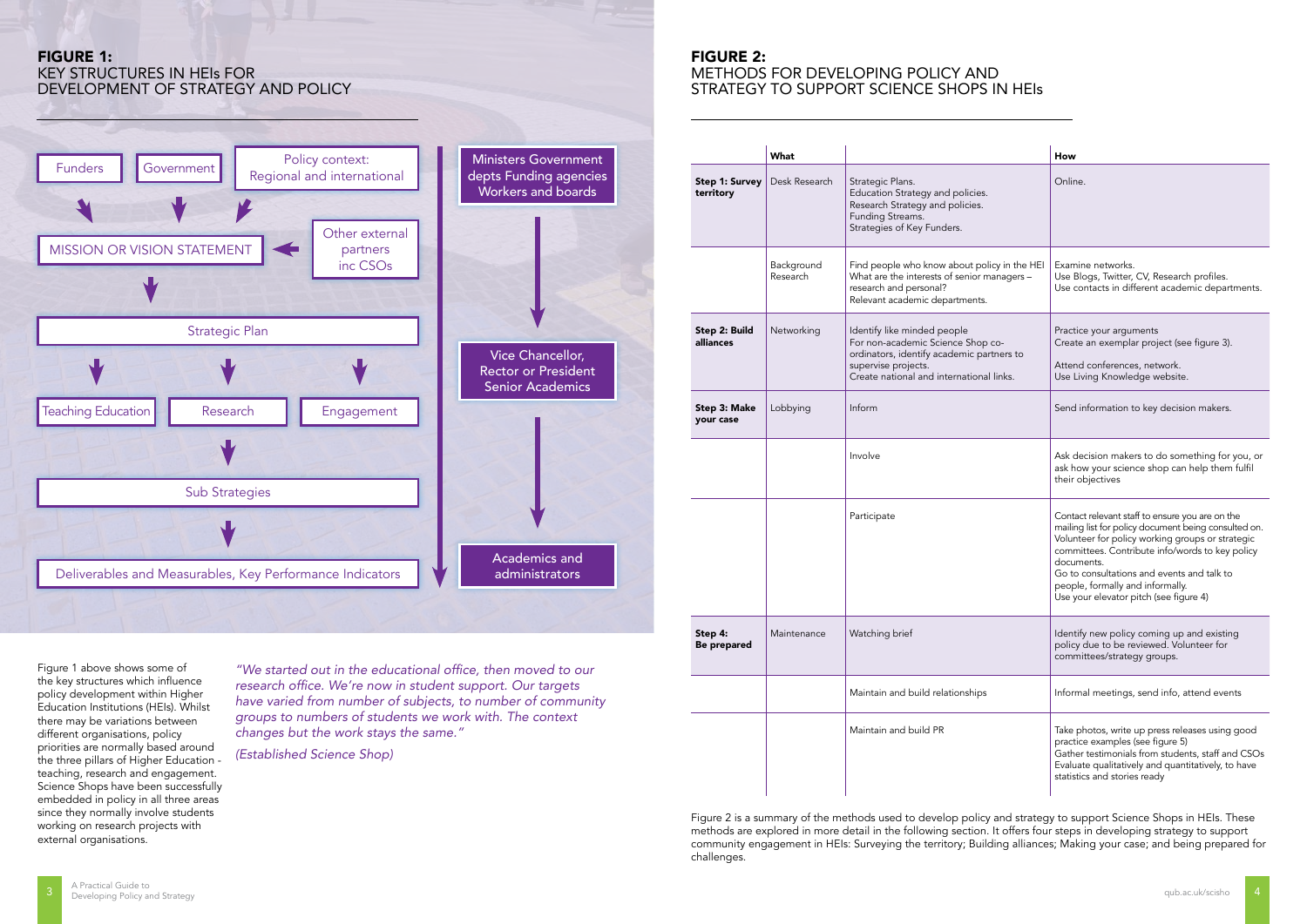## FIGURE 1:
## KEY STRUCTURES IN HEIs FOR DEVELOPMENT OF STRATEGY AND POLICY

Funders | Government | Policy context: Regional and international

MISSION OR VISION STATEMENT ← Other external partners inc CSOs

Strategic Plan

Teaching Education | Research | Engagement

Sub Strategies

Deliverables and Measurables, Key Performance Indicators

Ministers Government depts Funding agencies Workers and boards → Vice Chancellor, Rector or President Senior Academics → Academics and administrators

Figure 1 above shows some of the key structures which influence policy development within Higher Education Institutions (HEIs). Whilst there may be variations between different organisations, policy priorities are normally based around the three pillars of Higher Education - teaching, research and engagement. Science Shops have been successfully embedded in policy in all three areas since they normally involve students working on research projects with external organisations.

*"We started out in the educational office, then moved to our research office. We're now in student support. Our targets have varied from number of subjects, to number of community groups to numbers of students we work with. The context changes but the work stays the same."*

*(Established Science Shop)*

## FIGURE 2:
## METHODS FOR DEVELOPING POLICY AND STRATEGY TO SUPPORT SCIENCE SHOPS IN HEIs

| | What | | How |
|---|---|---|---|
| **Step 1: Survey territory** | Desk Research | Strategic Plans.<br>Education Strategy and policies.<br>Research Strategy and policies.<br>Funding Streams.<br>Strategies of Key Funders. | Online. |
| | Background Research | Find people who know about policy in the HEI<br>What are the interests of senior managers – research and personal?<br>Relevant academic departments. | Examine networks.<br>Use Blogs, Twitter, CV, Research profiles.<br>Use contacts in different academic departments. |
| **Step 2: Build alliances** | Networking | Identify like minded people<br>For non-academic Science Shop co-ordinators, identify academic partners to supervise projects.<br>Create national and international links. | Practice your arguments<br>Create an exemplar project (see figure 3).<br><br>Attend conferences, network.<br>Use Living Knowledge website. |
| **Step 3: Make your case** | Lobbying | Inform | Send information to key decision makers. |
| | | Involve | Ask decision makers to do something for you, or ask how your science shop can help them fulfil their objectives |
| | | Participate | Contact relevant staff to ensure you are on the mailing list for policy document being consulted on.<br>Volunteer for policy working groups or strategic committees. Contribute info/words to key policy documents.<br>Go to consultations and events and talk to people, formally and informally.<br>Use your elevator pitch (see figure 4) |
| **Step 4: Be prepared** | Maintenance | Watching brief | Identify new policy coming up and existing policy due to be reviewed. Volunteer for committees/strategy groups. |
| | | Maintain and build relationships | Informal meetings, send info, attend events |
| | | Maintain and build PR | Take photos, write up press releases using good practice examples (see figure 5)<br>Gather testimonials from students, staff and CSOs<br>Evaluate qualitatively and quantitatively, to have statistics and stories ready |

Figure 2 is a summary of the methods used to develop policy and strategy to support Science Shops in HEIs. These methods are explored in more detail in the following section. It offers four steps in developing strategy to support community engagement in HEIs: Surveying the territory; Building alliances; Making your case; and being prepared for challenges.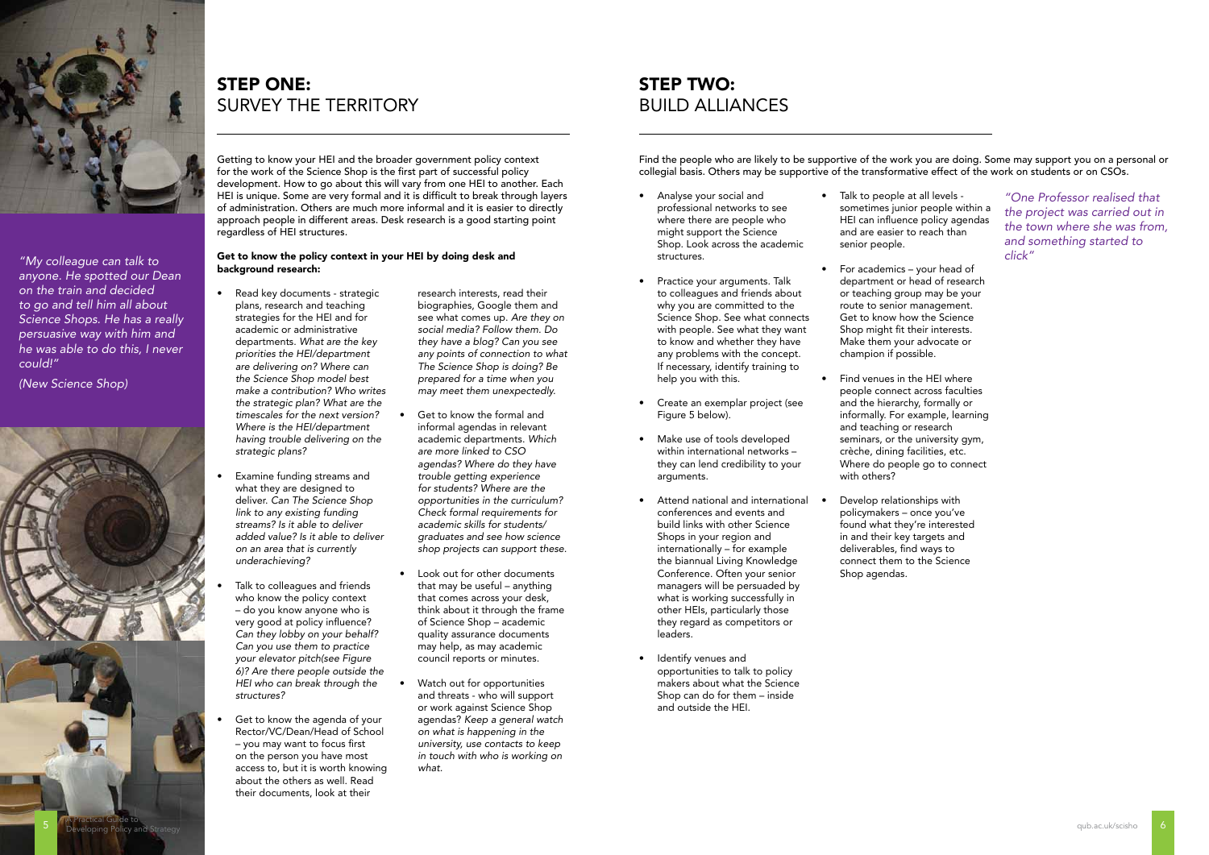"My colleague can talk to anyone. He spotted our Dean on the train and decided to go and tell him all about Science Shops. He has a really persuasive way with him and he was able to do this, I never could!"

(New Science Shop)

## STEP ONE: SURVEY THE TERRITORY

Getting to know your HEI and the broader government policy context for the work of the Science Shop is the first part of successful policy development. How to go about this will vary from one HEI to another. Each HEI is unique. Some are very formal and it is difficult to break through layers of administration. Others are much more informal and it is easier to directly approach people in different areas. Desk research is a good starting point regardless of HEI structures.

**Get to know the policy context in your HEI by doing desk and background research:**

- Read key documents - strategic plans, research and teaching strategies for the HEI and for academic or administrative departments. *What are the key priorities the HEI/department are delivering on? Where can the Science Shop model best make a contribution? Who writes the strategic plan? What are the timescales for the next version? Where is the HEI/department having trouble delivering on the strategic plans?*
- Examine funding streams and what they are designed to deliver. *Can The Science Shop link to any existing funding streams? Is it able to deliver added value? Is it able to deliver on an area that is currently underachieving?*
- Talk to colleagues and friends who know the policy context – do you know anyone who is very good at policy influence? *Can they lobby on your behalf? Can you use them to practice your elevator pitch(see Figure 6)? Are there people outside the HEI who can break through the structures?*
- Get to know the agenda of your Rector/VC/Dean/Head of School – you may want to focus first on the person you have most access to, but it is worth knowing about the others as well. Read their documents, look at their research interests, read their biographies, Google them and see what comes up. *Are they on social media? Follow them. Do they have a blog? Can you see any points of connection to what The Science Shop is doing? Be prepared for a time when you may meet them unexpectedly.*
- Get to know the formal and informal agendas in relevant academic departments. *Which are more linked to CSO agendas? Where do they have trouble getting experience for students? Where are the opportunities in the curriculum? Check formal requirements for academic skills for students/graduates and see how science shop projects can support these.*
- Look out for other documents that may be useful – anything that comes across your desk, think about it through the frame of Science Shop – academic quality assurance documents may help, as may academic council reports or minutes.
- Watch out for opportunities and threats - who will support or work against Science Shop agendas? *Keep a general watch on what is happening in the university, use contacts to keep in touch with who is working on what.*

## STEP TWO: BUILD ALLIANCES

Find the people who are likely to be supportive of the work you are doing. Some may support you on a personal or collegial basis. Others may be supportive of the transformative effect of the work on students or on CSOs.

- Analyse your social and professional networks to see where there are people who might support the Science Shop. Look across the academic structures.
- Practice your arguments. Talk to colleagues and friends about why you are committed to the Science Shop. See what connects with people. See what they want to know and whether they have any problems with the concept. If necessary, identify training to help you with this.
- Create an exemplar project (see Figure 5 below).
- Make use of tools developed within international networks – they can lend credibility to your arguments.
- Attend national and international conferences and events and build links with other Science Shops in your region and internationally – for example the biannual Living Knowledge Conference. Often your senior managers will be persuaded by what is working successfully in other HEIs, particularly those they regard as competitors or leaders.
- Identify venues and opportunities to talk to policy makers about what the Science Shop can do for them – inside and outside the HEI.
- Talk to people at all levels - sometimes junior people within a HEI can influence policy agendas and are easier to reach than senior people.
- For academics – your head of department or head of research or teaching group may be your route to senior management. Get to know how the Science Shop might fit their interests. Make them your advocate or champion if possible.
- Find venues in the HEI where people connect across faculties and the hierarchy, formally or informally. For example, learning and teaching or research seminars, or the university gym, crèche, dining facilities, etc. Where do people go to connect with others?
- Develop relationships with policymakers – once you've found what they're interested in and their key targets and deliverables, find ways to connect them to the Science Shop agendas.

*"One Professor realised that the project was carried out in the town where she was from, and something started to click"*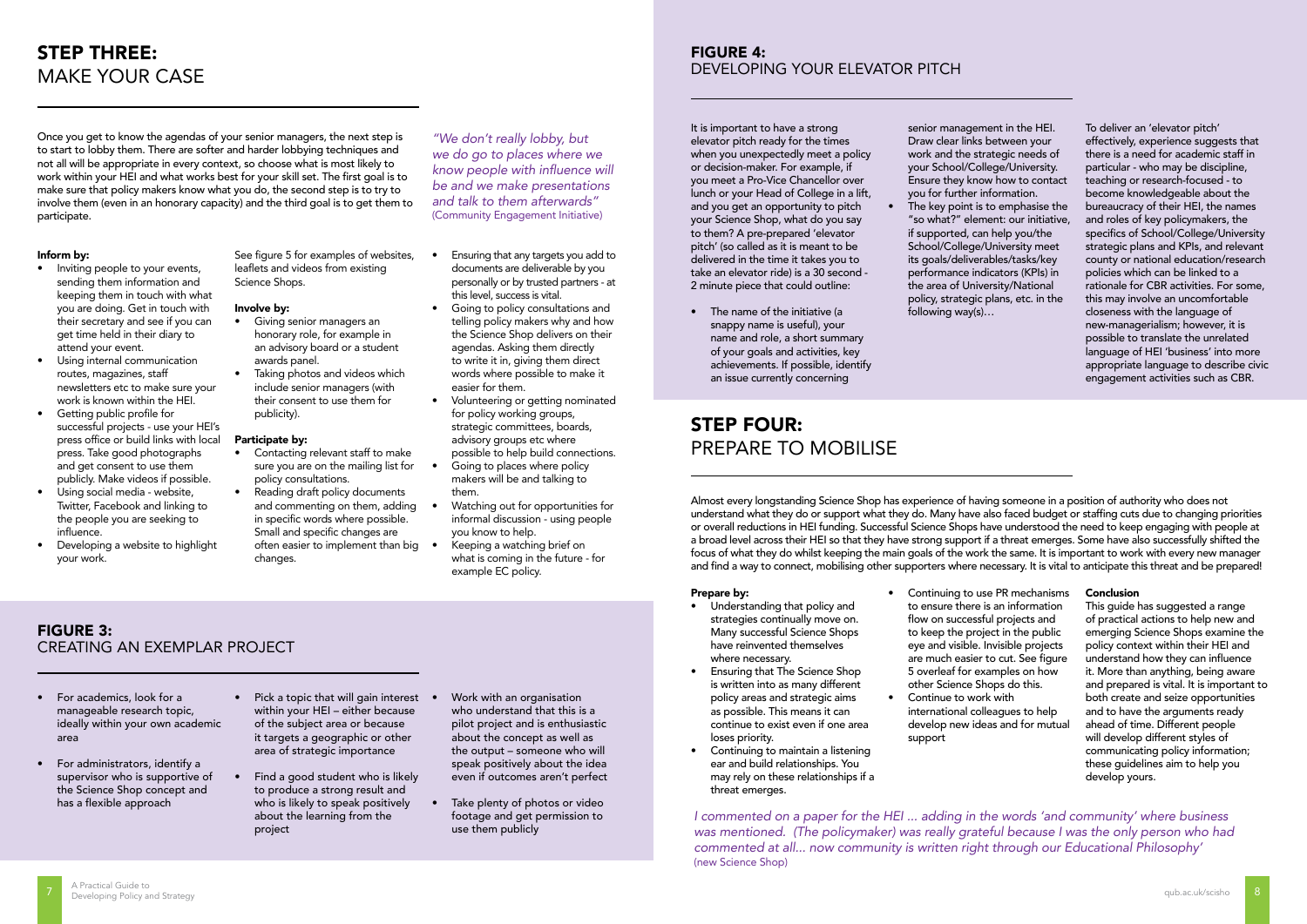## STEP THREE: MAKE YOUR CASE

Once you get to know the agendas of your senior managers, the next step is to start to lobby them. There are softer and harder lobbying techniques and not all will be appropriate in every context, so choose what is most likely to work within your HEI and what works best for your skill set. The first goal is to make sure that policy makers know what you do, the second step is to try to involve them (even in an honorary capacity) and the third goal is to get them to participate.

*"We don't really lobby, but we do go to places where we know people with influence will be and we make presentations and talk to them afterwards"* (Community Engagement Initiative)

**Inform by:**

- Inviting people to your events, sending them information and keeping them in touch with what you are doing. Get in touch with their secretary and see if you can get time held in their diary to attend your event.
- Using internal communication routes, magazines, staff newsletters etc to make sure your work is known within the HEI.
- Getting public profile for successful projects - use your HEI's press office or build links with local press. Take good photographs and get consent to use them publicly. Make videos if possible.
- Using social media - website, Twitter, Facebook and linking to the people you are seeking to influence.
- Developing a website to highlight your work.

See figure 5 for examples of websites, leaflets and videos from existing Science Shops.

**Involve by:**

- Giving senior managers an honorary role, for example in an advisory board or a student awards panel.
- Taking photos and videos which include senior managers (with their consent to use them for publicity).

**Participate by:**

- Contacting relevant staff to make sure you are on the mailing list for policy consultations.
- Reading draft policy documents and commenting on them, adding in specific words where possible. Small and specific changes are often easier to implement than big changes.
- Ensuring that any targets you add to documents are deliverable by you personally or by trusted partners - at this level, success is vital.
- Going to policy consultations and telling policy makers why and how the Science Shop delivers on their agendas. Asking them directly to write it in, giving them direct words where possible to make it easier for them.
- Volunteering or getting nominated for policy working groups, strategic committees, boards, advisory groups etc where possible to help build connections.
- Going to places where policy makers will be and talking to them.
- Watching out for opportunities for informal discussion - using people you know to help.
- Keeping a watching brief on what is coming in the future - for example EC policy.

## FIGURE 3: CREATING AN EXEMPLAR PROJECT

- For academics, look for a manageable research topic, ideally within your own academic area
- For administrators, identify a supervisor who is supportive of the Science Shop concept and has a flexible approach
- Pick a topic that will gain interest within your HEI – either because of the subject area or because it targets a geographic or other area of strategic importance
- Find a good student who is likely to produce a strong result and who is likely to speak positively about the learning from the project
- Work with an organisation who understand that this is a pilot project and is enthusiastic about the concept as well as the output – someone who will speak positively about the idea even if outcomes aren't perfect
- Take plenty of photos or video footage and get permission to use them publicly

## FIGURE 4: DEVELOPING YOUR ELEVATOR PITCH

It is important to have a strong elevator pitch ready for the times when you unexpectedly meet a policy or decision-maker. For example, if you meet a Pro-Vice Chancellor over lunch or your Head of College in a lift, and you get an opportunity to pitch your Science Shop, what do you say to them? A pre-prepared 'elevator pitch' (so called as it is meant to be delivered in the time it takes you to take an elevator ride) is a 30 second - 2 minute piece that could outline:

- The name of the initiative (a snappy name is useful), your name and role, a short summary of your goals and activities, key achievements. If possible, identify an issue currently concerning senior management in the HEI. Draw clear links between your work and the strategic needs of your School/College/University. Ensure they know how to contact you for further information.
- The key point is to emphasise the "so what?" element: our initiative, if supported, can help you/the School/College/University meet its goals/deliverables/tasks/key performance indicators (KPIs) in the area of University/National policy, strategic plans, etc. in the following way(s)…

To deliver an 'elevator pitch' effectively, experience suggests that there is a need for academic staff in particular - who may be discipline, teaching or research-focused - to become knowledgeable about the bureaucracy of their HEI, the names and roles of key policymakers, the specifics of School/College/University strategic plans and KPIs, and relevant county or national education/research policies which can be linked to a rationale for CBR activities. For some, this may involve an uncomfortable closeness with the language of new-managerialism; however, it is possible to translate the unrelated language of HEI 'business' into more appropriate language to describe civic engagement activities such as CBR.

## STEP FOUR: PREPARE TO MOBILISE

Almost every longstanding Science Shop has experience of having someone in a position of authority who does not understand what they do or support what they do. Many have also faced budget or staffing cuts due to changing priorities or overall reductions in HEI funding. Successful Science Shops have understood the need to keep engaging with people at a broad level across their HEI so that they have strong support if a threat emerges. Some have also successfully shifted the focus of what they do whilst keeping the main goals of the work the same. It is important to work with every new manager and find a way to connect, mobilising other supporters where necessary. It is vital to anticipate this threat and be prepared!

**Prepare by:**

- Understanding that policy and strategies continually move on. Many successful Science Shops have reinvented themselves where necessary.
- Ensuring that The Science Shop is written into as many different policy areas and strategic aims as possible. This means it can continue to exist even if one area loses priority.
- Continuing to maintain a listening ear and build relationships. You may rely on these relationships if a threat emerges.
- Continuing to use PR mechanisms to ensure there is an information flow on successful projects and to keep the project in the public eye and visible. Invisible projects are much easier to cut. See figure 5 overleaf for examples on how other Science Shops do this.
- Continue to work with international colleagues to help develop new ideas and for mutual support

**Conclusion**

This guide has suggested a range of practical actions to help new and emerging Science Shops examine the policy context within their HEI and understand how they can influence it. More than anything, being aware and prepared is vital. It is important to both create and seize opportunities and to have the arguments ready ahead of time. Different people will develop different styles of communicating policy information; these guidelines aim to help you develop yours.

*I commented on a paper for the HEI ... adding in the words 'and community' where business was mentioned. (The policymaker) was really grateful because I was the only person who had commented at all... now community is written right through our Educational Philosophy'* (new Science Shop)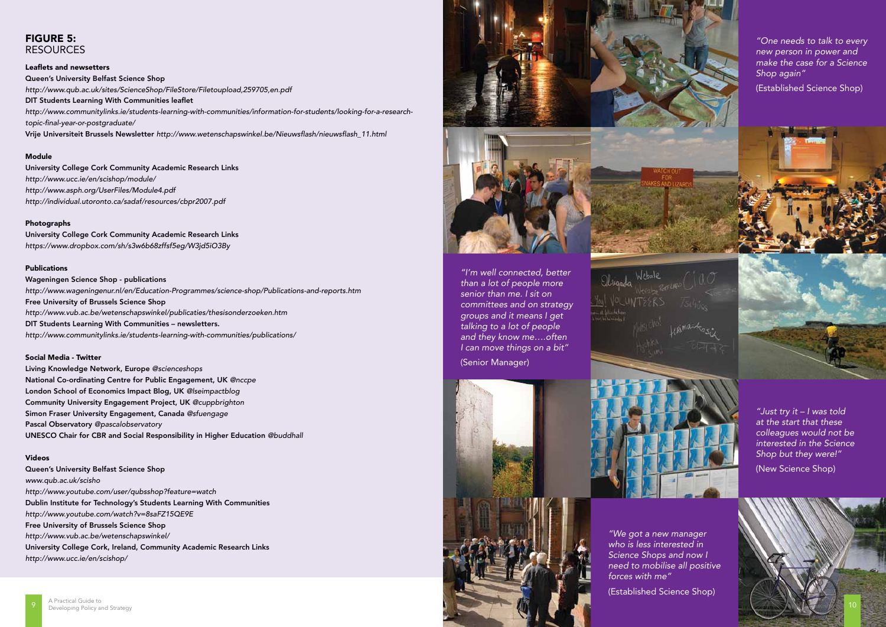## FIGURE 5: RESOURCES

**Leaflets and newsetters**

**Queen's University Belfast Science Shop**
*http://www.qub.ac.uk/sites/ScienceShop/FileStore/Filetoupload,259705,en.pdf*

**DIT Students Learning With Communities leaflet**
*http://www.communitylinks.ie/students-learning-with-communities/information-for-students/looking-for-a-research-topic-final-year-or-postgraduate/*

**Vrije Universiteit Brussels Newsletter** *http://www.wetenschapswinkel.be/Nieuwsflash/nieuwsflash_11.html*

**Module**

**University College Cork Community Academic Research Links**
*http://www.ucc.ie/en/scishop/module/*
*http://www.asph.org/UserFiles/Module4.pdf*
*http://individual.utoronto.ca/sadaf/resources/cbpr2007.pdf*

**Photographs**

**University College Cork Community Academic Research Links**
*https://www.dropbox.com/sh/s3w6b68zffsf5eg/W3jd5iO3By*

**Publications**

**Wageningen Science Shop - publications**
*http://www.wageningenur.nl/en/Education-Programmes/science-shop/Publications-and-reports.htm*

**Free University of Brussels Science Shop**
*http://www.vub.ac.be/wetenschapswinkel/publicaties/thesisonderzoeken.htm*

**DIT Students Learning With Communities – newsletters.**
*http://www.communitylinks.ie/students-learning-with-communities/publications/*

**Social Media - Twitter**

**Living Knowledge Network, Europe** *@scienceshops*
**National Co-ordinating Centre for Public Engagement, UK** *@nccpe*
**London School of Economics Impact Blog, UK** *@lseimpactblog*
**Community University Engagement Project, UK** *@cuppbrighton*
**Simon Fraser University Engagement, Canada** *@sfuengage*
**Pascal Observatory** *@pascalobservatory*
**UNESCO Chair for CBR and Social Responsibility in Higher Education** *@buddhall*

**Videos**

**Queen's University Belfast Science Shop**
*www.qub.ac.uk/scisho*
*http://www.youtube.com/user/qubsshop?feature=watch*

**Dublin Institute for Technology's Students Learning With Communities**
*http://www.youtube.com/watch?v=8saFZ15QE9E*

**Free University of Brussels Science Shop**
*http://www.vub.ac.be/wetenschapswinkel/*

**University College Cork, Ireland, Community Academic Research Links**
*http://www.ucc.ie/en/scishop/*

*"One needs to talk to every new person in power and make the case for a Science Shop again"*

(Established Science Shop)

*"I'm well connected, better than a lot of people more senior than me. I sit on committees and on strategy groups and it means I get talking to a lot of people and they know me….often I can move things on a bit"*

(Senior Manager)

*"Just try it – I was told at the start that these colleagues would not be interested in the Science Shop but they were!"*

(New Science Shop)

*"We got a new manager who is less interested in Science Shops and now I need to mobilise all positive forces with me"*

(Established Science Shop)